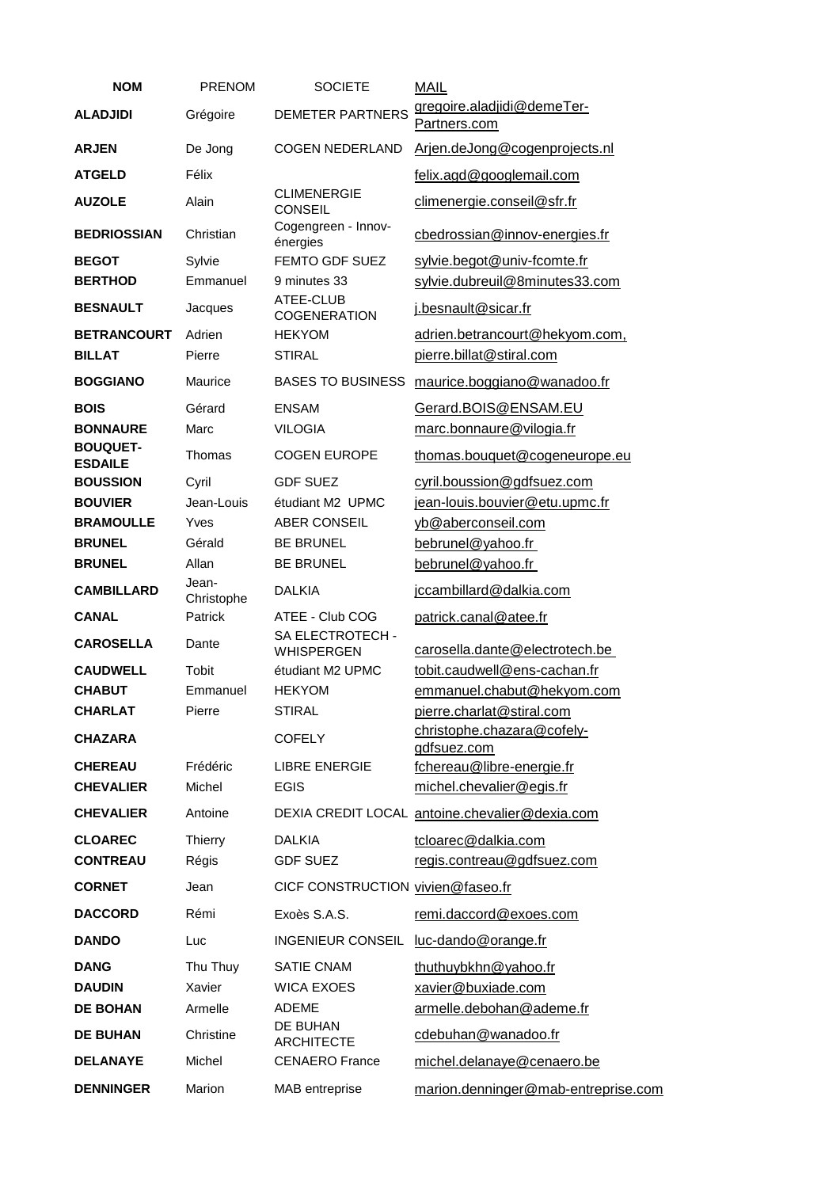| NOM | PRENOM | SOCIETE | MAIL |
| --- | --- | --- | --- |
| **ALADJIDI** | Grégoire | DEMETER PARTNERS | gregoire.aladjidi@demeTer-Partners.com |
| **ARJEN** | De Jong | COGEN NEDERLAND | Arjen.deJong@cogenprojects.nl |
| **ATGELD** | Félix | | felix.agd@googlemail.com |
| **AUZOLE** | Alain | CLIMENERGIE CONSEIL | climenergie.conseil@sfr.fr |
| **BEDRIOSSIAN** | Christian | Cogengreen - Innov-énergies | cbedrossian@innov-energies.fr |
| **BEGOT** | Sylvie | FEMTO GDF SUEZ | sylvie.begot@univ-fcomte.fr |
| **BERTHOD** | Emmanuel | 9 minutes 33 | sylvie.dubreuil@8minutes33.com |
| **BESNAULT** | Jacques | ATEE-CLUB COGENERATION | j.besnault@sicar.fr |
| **BETRANCOURT** | Adrien | HEKYOM | adrien.betrancourt@hekyom.com, |
| **BILLAT** | Pierre | STIRAL | pierre.billat@stiral.com |
| **BOGGIANO** | Maurice | BASES TO BUSINESS | maurice.boggiano@wanadoo.fr |
| **BOIS** | Gérard | ENSAM | Gerard.BOIS@ENSAM.EU |
| **BONNAURE** | Marc | VILOGIA | marc.bonnaure@vilogia.fr |
| **BOUQUET-ESDAILE** | Thomas | COGEN EUROPE | thomas.bouquet@cogeneurope.eu |
| **BOUSSION** | Cyril | GDF SUEZ | cyril.boussion@gdfsuez.com |
| **BOUVIER** | Jean-Louis | étudiant M2 UPMC | jean-louis.bouvier@etu.upmc.fr |
| **BRAMOULLE** | Yves | ABER CONSEIL | yb@aberconseil.com |
| **BRUNEL** | Gérald | BE BRUNEL | bebrunel@yahoo.fr |
| **BRUNEL** | Allan | BE BRUNEL | bebrunel@yahoo.fr |
| **CAMBILLARD** | Jean-Christophe | DALKIA | jccambillard@dalkia.com |
| **CANAL** | Patrick | ATEE - Club COG | patrick.canal@atee.fr |
| **CAROSELLA** | Dante | SA ELECTROTECH - WHISPERGEN | carosella.dante@electrotech.be |
| **CAUDWELL** | Tobit | étudiant M2 UPMC | tobit.caudwell@ens-cachan.fr |
| **CHABUT** | Emmanuel | HEKYOM | emmanuel.chabut@hekyom.com |
| **CHARLAT** | Pierre | STIRAL | pierre.charlat@stiral.com |
| **CHAZARA** | | COFELY | christophe.chazara@cofely-gdfsuez.com |
| **CHEREAU** | Frédéric | LIBRE ENERGIE | fchereau@libre-energie.fr |
| **CHEVALIER** | Michel | EGIS | michel.chevalier@egis.fr |
| **CHEVALIER** | Antoine | DEXIA CREDIT LOCAL | antoine.chevalier@dexia.com |
| **CLOAREC** | Thierry | DALKIA | tcloarec@dalkia.com |
| **CONTREAU** | Régis | GDF SUEZ | regis.contreau@gdfsuez.com |
| **CORNET** | Jean | CICF CONSTRUCTION | vivien@faseo.fr |
| **DACCORD** | Rémi | Exoès S.A.S. | remi.daccord@exoes.com |
| **DANDO** | Luc | INGENIEUR CONSEIL | luc-dando@orange.fr |
| **DANG** | Thu Thuy | SATIE CNAM | thuthuybkhn@yahoo.fr |
| **DAUDIN** | Xavier | WICA EXOES | xavier@buxiade.com |
| **DE BOHAN** | Armelle | ADEME | armelle.debohan@ademe.fr |
| **DE BUHAN** | Christine | DE BUHAN ARCHITECTE | cdebuhan@wanadoo.fr |
| **DELANAYE** | Michel | CENAERO France | michel.delanaye@cenaero.be |
| **DENNINGER** | Marion | MAB entreprise | marion.denninger@mab-entreprise.com |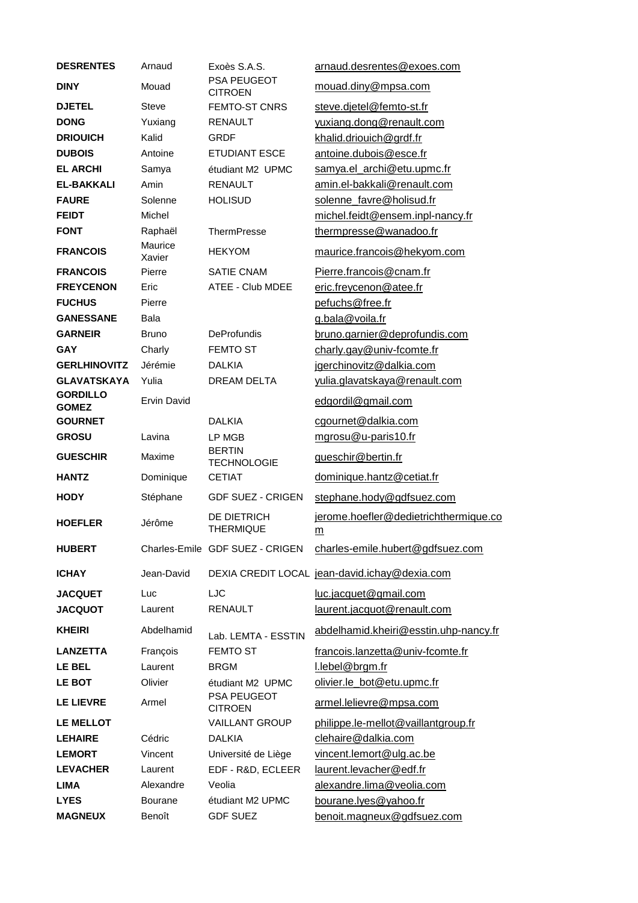| | | | |
|---|---|---|---|
| **DESRENTES** | Arnaud | Exoès S.A.S. | arnaud.desrentes@exoes.com |
| **DINY** | Mouad | PSA PEUGEOT CITROEN | mouad.diny@mpsa.com |
| **DJETEL** | Steve | FEMTO-ST CNRS | steve.djetel@femto-st.fr |
| **DONG** | Yuxiang | RENAULT | yuxiang.dong@renault.com |
| **DRIOUICH** | Kalid | GRDF | khalid.driouich@grdf.fr |
| **DUBOIS** | Antoine | ETUDIANT ESCE | antoine.dubois@esce.fr |
| **EL ARCHI** | Samya | étudiant M2 UPMC | samya.el_archi@etu.upmc.fr |
| **EL-BAKKALI** | Amin | RENAULT | amin.el-bakkali@renault.com |
| **FAURE** | Solenne | HOLISUD | solenne_favre@holisud.fr |
| **FEIDT** | Michel | | michel.feidt@ensem.inpl-nancy.fr |
| **FONT** | Raphaël | ThermPresse | thermpresse@wanadoo.fr |
| **FRANCOIS** | Maurice Xavier | HEKYOM | maurice.francois@hekyom.com |
| **FRANCOIS** | Pierre | SATIE CNAM | Pierre.francois@cnam.fr |
| **FREYCENON** | Eric | ATEE - Club MDEE | eric.freycenon@atee.fr |
| **FUCHUS** | Pierre | | pefuchs@free.fr |
| **GANESSANE** | Bala | | g.bala@voila.fr |
| **GARNEIR** | Bruno | DeProfundis | bruno.garnier@deprofundis.com |
| **GAY** | Charly | FEMTO ST | charly.gay@univ-fcomte.fr |
| **GERLHINOVITZ** | Jérémie | DALKIA | jgerchinovitz@dalkia.com |
| **GLAVATSKAYA** | Yulia | DREAM DELTA | yulia.glavatskaya@renault.com |
| **GORDILLO GOMEZ** | Ervin David | | edgordil@gmail.com |
| **GOURNET** | | DALKIA | cgournet@dalkia.com |
| **GROSU** | Lavina | LP MGB | mgrosu@u-paris10.fr |
| **GUESCHIR** | Maxime | BERTIN TECHNOLOGIE | gueschir@bertin.fr |
| **HANTZ** | Dominique | CETIAT | dominique.hantz@cetiat.fr |
| **HODY** | Stéphane | GDF SUEZ - CRIGEN | stephane.hody@gdfsuez.com |
| **HOEFLER** | Jérôme | DE DIETRICH THERMIQUE | jerome.hoefler@dedietrichthermique.com |
| **HUBERT** | Charles-Emile | GDF SUEZ - CRIGEN | charles-emile.hubert@gdfsuez.com |
| **ICHAY** | Jean-David | DEXIA CREDIT LOCAL | jean-david.ichay@dexia.com |
| **JACQUET** | Luc | LJC | luc.jacquet@gmail.com |
| **JACQUOT** | Laurent | RENAULT | laurent.jacquot@renault.com |
| **KHEIRI** | Abdelhamid | Lab. LEMTA - ESSTIN | abdelhamid.kheiri@esstin.uhp-nancy.fr |
| **LANZETTA** | François | FEMTO ST | francois.lanzetta@univ-fcomte.fr |
| **LE BEL** | Laurent | BRGM | l.lebel@brgm.fr |
| **LE BOT** | Olivier | étudiant M2 UPMC | olivier.le_bot@etu.upmc.fr |
| **LE LIEVRE** | Armel | PSA PEUGEOT CITROEN | armel.lelievre@mpsa.com |
| **LE MELLOT** | | VAILLANT GROUP | philippe.le-mellot@vaillantgroup.fr |
| **LEHAIRE** | Cédric | DALKIA | clehaire@dalkia.com |
| **LEMORT** | Vincent | Université de Liège | vincent.lemort@ulg.ac.be |
| **LEVACHER** | Laurent | EDF - R&D, ECLEER | laurent.levacher@edf.fr |
| **LIMA** | Alexandre | Veolia | alexandre.lima@veolia.com |
| **LYES** | Bourane | étudiant M2 UPMC | bourane.lyes@yahoo.fr |
| **MAGNEUX** | Benoît | GDF SUEZ | benoit.magneux@gdfsuez.com |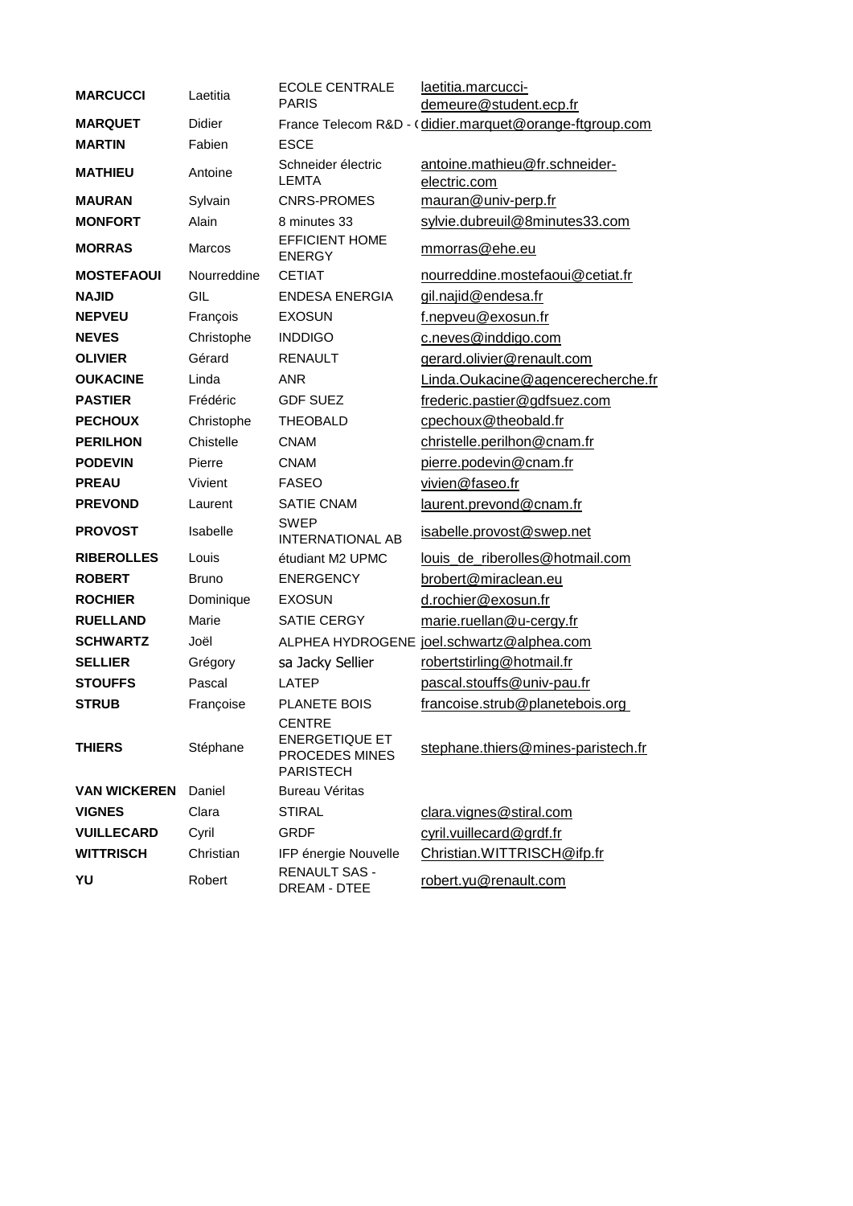| | | | |
|---|---|---|---|
| **MARCUCCI** | Laetitia | ECOLE CENTRALE PARIS | laetitia.marcucci-demeure@student.ecp.fr |
| **MARQUET** | Didier | France Telecom R&D - ( | didier.marquet@orange-ftgroup.com |
| **MARTIN** | Fabien | ESCE | |
| **MATHIEU** | Antoine | Schneider électric LEMTA | antoine.mathieu@fr.schneider-electric.com |
| **MAURAN** | Sylvain | CNRS-PROMES | mauran@univ-perp.fr |
| **MONFORT** | Alain | 8 minutes 33 | sylvie.dubreuil@8minutes33.com |
| **MORRAS** | Marcos | EFFICIENT HOME ENERGY | mmorras@ehe.eu |
| **MOSTEFAOUI** | Nourreddine | CETIAT | nourreddine.mostefaoui@cetiat.fr |
| **NAJID** | GIL | ENDESA ENERGIA | gil.najid@endesa.fr |
| **NEPVEU** | François | EXOSUN | f.nepveu@exosun.fr |
| **NEVES** | Christophe | INDDIGO | c.neves@inddigo.com |
| **OLIVIER** | Gérard | RENAULT | gerard.olivier@renault.com |
| **OUKACINE** | Linda | ANR | Linda.Oukacine@agencerecherche.fr |
| **PASTIER** | Frédéric | GDF SUEZ | frederic.pastier@gdfsuez.com |
| **PECHOUX** | Christophe | THEOBALD | cpechoux@theobald.fr |
| **PERILHON** | Chistelle | CNAM | christelle.perilhon@cnam.fr |
| **PODEVIN** | Pierre | CNAM | pierre.podevin@cnam.fr |
| **PREAU** | Vivient | FASEO | vivien@faseo.fr |
| **PREVOND** | Laurent | SATIE CNAM | laurent.prevond@cnam.fr |
| **PROVOST** | Isabelle | SWEP INTERNATIONAL AB | isabelle.provost@swep.net |
| **RIBEROLLES** | Louis | étudiant M2 UPMC | louis_de_riberolles@hotmail.com |
| **ROBERT** | Bruno | ENERGENCY | brobert@miraclean.eu |
| **ROCHIER** | Dominique | EXOSUN | d.rochier@exosun.fr |
| **RUELLAND** | Marie | SATIE CERGY | marie.ruellan@u-cergy.fr |
| **SCHWARTZ** | Joël | ALPHEA HYDROGENE | joel.schwartz@alphea.com |
| **SELLIER** | Grégory | sa Jacky Sellier | robertstirling@hotmail.fr |
| **STOUFFS** | Pascal | LATEP | pascal.stouffs@univ-pau.fr |
| **STRUB** | Françoise | PLANETE BOIS | francoise.strub@planetebois.org |
| **THIERS** | Stéphane | CENTRE ENERGETIQUE ET PROCEDES MINES PARISTECH | stephane.thiers@mines-paristech.fr |
| **VAN WICKEREN** | Daniel | Bureau Véritas | |
| **VIGNES** | Clara | STIRAL | clara.vignes@stiral.com |
| **VUILLECARD** | Cyril | GRDF | cyril.vuillecard@grdf.fr |
| **WITTRISCH** | Christian | IFP énergie Nouvelle | Christian.WITTRISCH@ifp.fr |
| **YU** | Robert | RENAULT SAS - DREAM - DTEE | robert.yu@renault.com |